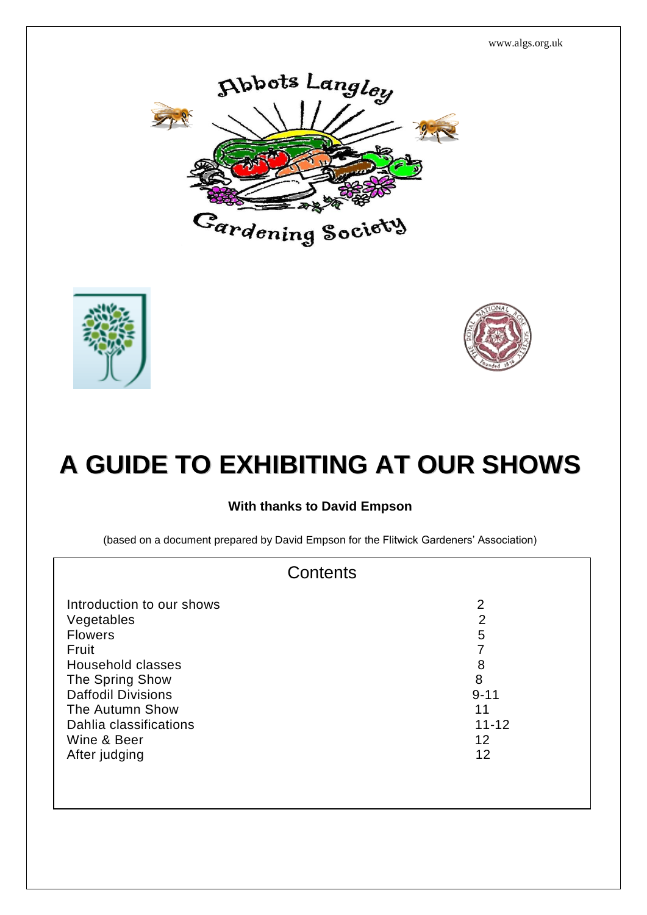www.algs.org.uk

Abbots Langley Gardening Society

# A GUIDE TO EXHIBITING AT OUR SHOWS

**With thanks to David Empson**

(based on a document prepared by David Empson for the Flitwick Gardeners' Association)

## Contents

| | |
|---|---|
| Introduction to our shows | 2 |
| Vegetables | 2 |
| Flowers | 5 |
| Fruit | 7 |
| Household classes | 8 |
| The Spring Show | 8 |
| Daffodil Divisions | 9-11 |
| The Autumn Show | 11 |
| Dahlia classifications | 11-12 |
| Wine & Beer | 12 |
| After judging | 12 |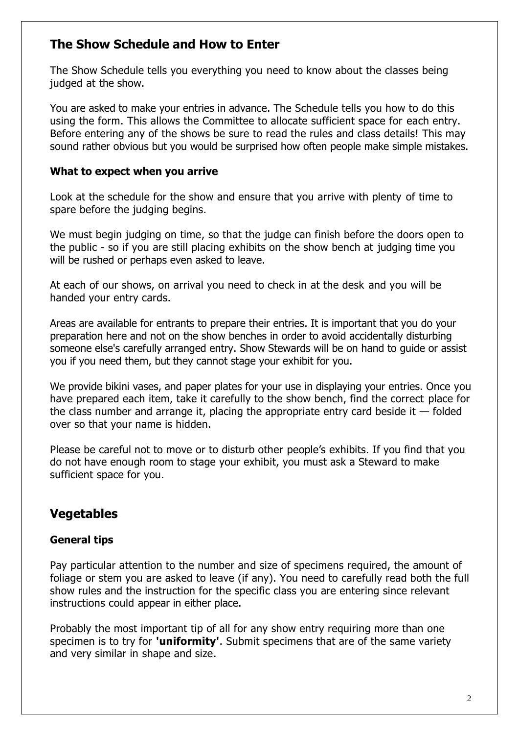## The Show Schedule and How to Enter

The Show Schedule tells you everything you need to know about the classes being judged at the show.

You are asked to make your entries in advance. The Schedule tells you how to do this using the form. This allows the Committee to allocate sufficient space for each entry. Before entering any of the shows be sure to read the rules and class details! This may sound rather obvious but you would be surprised how often people make simple mistakes.

### What to expect when you arrive

Look at the schedule for the show and ensure that you arrive with plenty of time to spare before the judging begins.

We must begin judging on time, so that the judge can finish before the doors open to the public - so if you are still placing exhibits on the show bench at judging time you will be rushed or perhaps even asked to leave.

At each of our shows, on arrival you need to check in at the desk and you will be handed your entry cards.

Areas are available for entrants to prepare their entries. It is important that you do your preparation here and not on the show benches in order to avoid accidentally disturbing someone else's carefully arranged entry. Show Stewards will be on hand to guide or assist you if you need them, but they cannot stage your exhibit for you.

We provide bikini vases, and paper plates for your use in displaying your entries. Once you have prepared each item, take it carefully to the show bench, find the correct place for the class number and arrange it, placing the appropriate entry card beside it — folded over so that your name is hidden.

Please be careful not to move or to disturb other people's exhibits. If you find that you do not have enough room to stage your exhibit, you must ask a Steward to make sufficient space for you.

## Vegetables

### General tips

Pay particular attention to the number and size of specimens required, the amount of foliage or stem you are asked to leave (if any). You need to carefully read both the full show rules and the instruction for the specific class you are entering since relevant instructions could appear in either place.

Probably the most important tip of all for any show entry requiring more than one specimen is to try for **'uniformity'**. Submit specimens that are of the same variety and very similar in shape and size.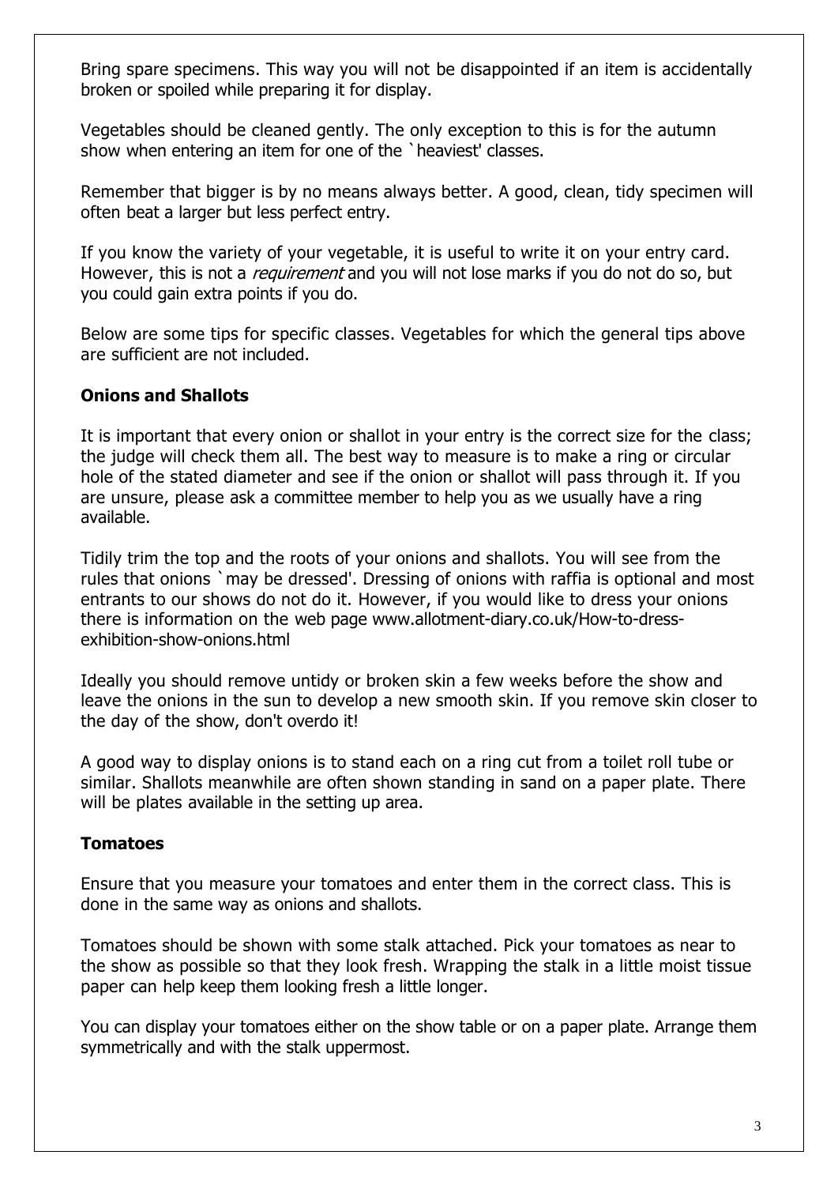Bring spare specimens. This way you will not be disappointed if an item is accidentally broken or spoiled while preparing it for display.

Vegetables should be cleaned gently. The only exception to this is for the autumn show when entering an item for one of the `heaviest' classes.

Remember that bigger is by no means always better. A good, clean, tidy specimen will often beat a larger but less perfect entry.

If you know the variety of your vegetable, it is useful to write it on your entry card. However, this is not a *requirement* and you will not lose marks if you do not do so, but you could gain extra points if you do.

Below are some tips for specific classes. Vegetables for which the general tips above are sufficient are not included.

**Onions and Shallots**

It is important that every onion or shallot in your entry is the correct size for the class; the judge will check them all. The best way to measure is to make a ring or circular hole of the stated diameter and see if the onion or shallot will pass through it. If you are unsure, please ask a committee member to help you as we usually have a ring available.

Tidily trim the top and the roots of your onions and shallots. You will see from the rules that onions `may be dressed'. Dressing of onions with raffia is optional and most entrants to our shows do not do it. However, if you would like to dress your onions there is information on the web page www.allotment-diary.co.uk/How-to-dress-exhibition-show-onions.html

Ideally you should remove untidy or broken skin a few weeks before the show and leave the onions in the sun to develop a new smooth skin. If you remove skin closer to the day of the show, don't overdo it!

A good way to display onions is to stand each on a ring cut from a toilet roll tube or similar. Shallots meanwhile are often shown standing in sand on a paper plate. There will be plates available in the setting up area.

**Tomatoes**

Ensure that you measure your tomatoes and enter them in the correct class. This is done in the same way as onions and shallots.

Tomatoes should be shown with some stalk attached. Pick your tomatoes as near to the show as possible so that they look fresh. Wrapping the stalk in a little moist tissue paper can help keep them looking fresh a little longer.

You can display your tomatoes either on the show table or on a paper plate. Arrange them symmetrically and with the stalk uppermost.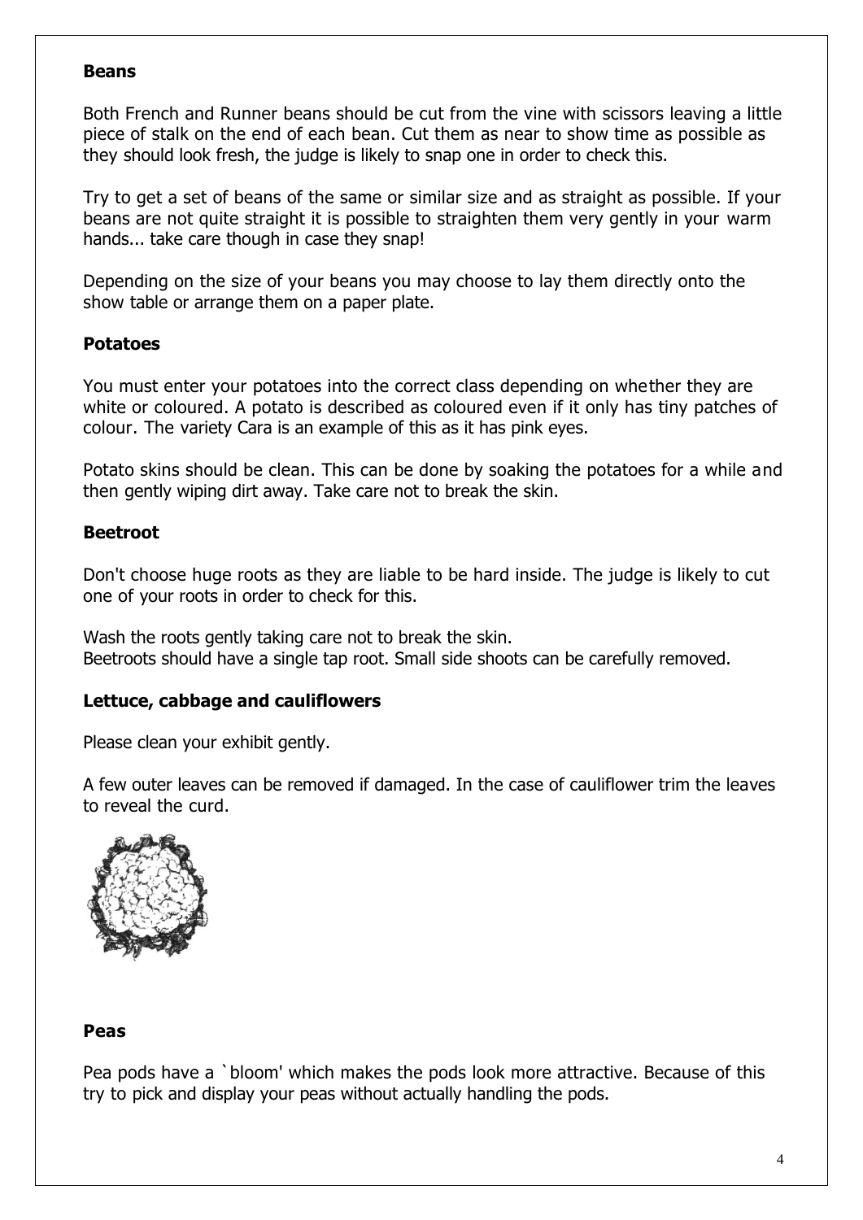### Beans

Both French and Runner beans should be cut from the vine with scissors leaving a little piece of stalk on the end of each bean. Cut them as near to show time as possible as they should look fresh, the judge is likely to snap one in order to check this.

Try to get a set of beans of the same or similar size and as straight as possible. If your beans are not quite straight it is possible to straighten them very gently in your warm hands... take care though in case they snap!

Depending on the size of your beans you may choose to lay them directly onto the show table or arrange them on a paper plate.

### Potatoes

You must enter your potatoes into the correct class depending on whether they are white or coloured. A potato is described as coloured even if it only has tiny patches of colour. The variety Cara is an example of this as it has pink eyes.

Potato skins should be clean. This can be done by soaking the potatoes for a while and then gently wiping dirt away. Take care not to break the skin.

### Beetroot

Don't choose huge roots as they are liable to be hard inside. The judge is likely to cut one of your roots in order to check for this.

Wash the roots gently taking care not to break the skin.
Beetroots should have a single tap root. Small side shoots can be carefully removed.

### Lettuce, cabbage and cauliflowers

Please clean your exhibit gently.

A few outer leaves can be removed if damaged. In the case of cauliflower trim the leaves to reveal the curd.

### Peas

Pea pods have a `bloom' which makes the pods look more attractive. Because of this try to pick and display your peas without actually handling the pods.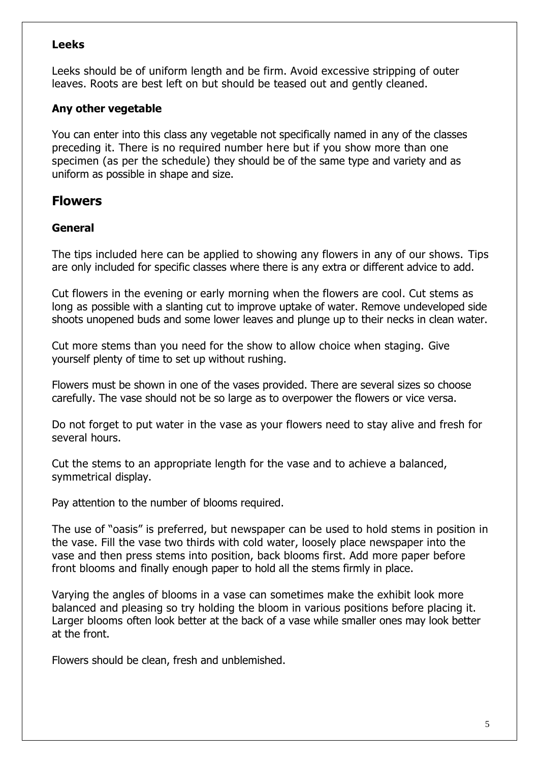### Leeks

Leeks should be of uniform length and be firm. Avoid excessive stripping of outer leaves. Roots are best left on but should be teased out and gently cleaned.

### Any other vegetable

You can enter into this class any vegetable not specifically named in any of the classes preceding it. There is no required number here but if you show more than one specimen (as per the schedule) they should be of the same type and variety and as uniform as possible in shape and size.

## Flowers

### General

The tips included here can be applied to showing any flowers in any of our shows. Tips are only included for specific classes where there is any extra or different advice to add.

Cut flowers in the evening or early morning when the flowers are cool. Cut stems as long as possible with a slanting cut to improve uptake of water. Remove undeveloped side shoots unopened buds and some lower leaves and plunge up to their necks in clean water.

Cut more stems than you need for the show to allow choice when staging. Give yourself plenty of time to set up without rushing.

Flowers must be shown in one of the vases provided. There are several sizes so choose carefully. The vase should not be so large as to overpower the flowers or vice versa.

Do not forget to put water in the vase as your flowers need to stay alive and fresh for several hours.

Cut the stems to an appropriate length for the vase and to achieve a balanced, symmetrical display.

Pay attention to the number of blooms required.

The use of "oasis" is preferred, but newspaper can be used to hold stems in position in the vase. Fill the vase two thirds with cold water, loosely place newspaper into the vase and then press stems into position, back blooms first. Add more paper before front blooms and finally enough paper to hold all the stems firmly in place.

Varying the angles of blooms in a vase can sometimes make the exhibit look more balanced and pleasing so try holding the bloom in various positions before placing it. Larger blooms often look better at the back of a vase while smaller ones may look better at the front.

Flowers should be clean, fresh and unblemished.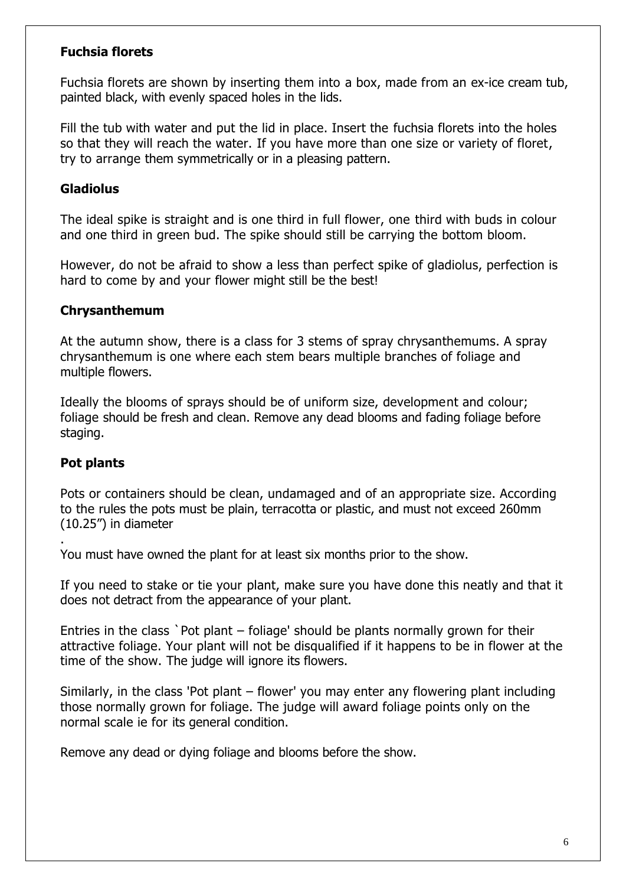**Fuchsia florets**

Fuchsia florets are shown by inserting them into a box, made from an ex-ice cream tub, painted black, with evenly spaced holes in the lids.

Fill the tub with water and put the lid in place. Insert the fuchsia florets into the holes so that they will reach the water. If you have more than one size or variety of floret, try to arrange them symmetrically or in a pleasing pattern.

**Gladiolus**

The ideal spike is straight and is one third in full flower, one third with buds in colour and one third in green bud. The spike should still be carrying the bottom bloom.

However, do not be afraid to show a less than perfect spike of gladiolus, perfection is hard to come by and your flower might still be the best!

**Chrysanthemum**

At the autumn show, there is a class for 3 stems of spray chrysanthemums. A spray chrysanthemum is one where each stem bears multiple branches of foliage and multiple flowers.

Ideally the blooms of sprays should be of uniform size, development and colour; foliage should be fresh and clean. Remove any dead blooms and fading foliage before staging.

**Pot plants**

Pots or containers should be clean, undamaged and of an appropriate size. According to the rules the pots must be plain, terracotta or plastic, and must not exceed 260mm (10.25") in diameter
.
You must have owned the plant for at least six months prior to the show.

If you need to stake or tie your plant, make sure you have done this neatly and that it does not detract from the appearance of your plant.

Entries in the class `Pot plant – foliage' should be plants normally grown for their attractive foliage. Your plant will not be disqualified if it happens to be in flower at the time of the show. The judge will ignore its flowers.

Similarly, in the class 'Pot plant – flower' you may enter any flowering plant including those normally grown for foliage. The judge will award foliage points only on the normal scale ie for its general condition.

Remove any dead or dying foliage and blooms before the show.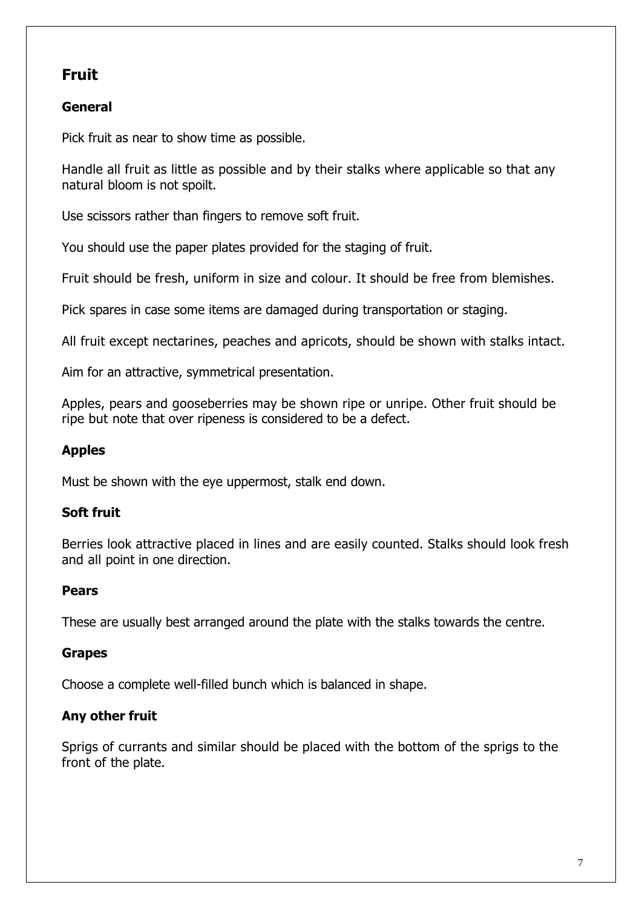# Fruit

## General

Pick fruit as near to show time as possible.

Handle all fruit as little as possible and by their stalks where applicable so that any natural bloom is not spoilt.

Use scissors rather than fingers to remove soft fruit.

You should use the paper plates provided for the staging of fruit.

Fruit should be fresh, uniform in size and colour. It should be free from blemishes.

Pick spares in case some items are damaged during transportation or staging.

All fruit except nectarines, peaches and apricots, should be shown with stalks intact.

Aim for an attractive, symmetrical presentation.

Apples, pears and gooseberries may be shown ripe or unripe. Other fruit should be ripe but note that over ripeness is considered to be a defect.

## Apples

Must be shown with the eye uppermost, stalk end down.

## Soft fruit

Berries look attractive placed in lines and are easily counted. Stalks should look fresh and all point in one direction.

## Pears

These are usually best arranged around the plate with the stalks towards the centre.

## Grapes

Choose a complete well-filled bunch which is balanced in shape.

## Any other fruit

Sprigs of currants and similar should be placed with the bottom of the sprigs to the front of the plate.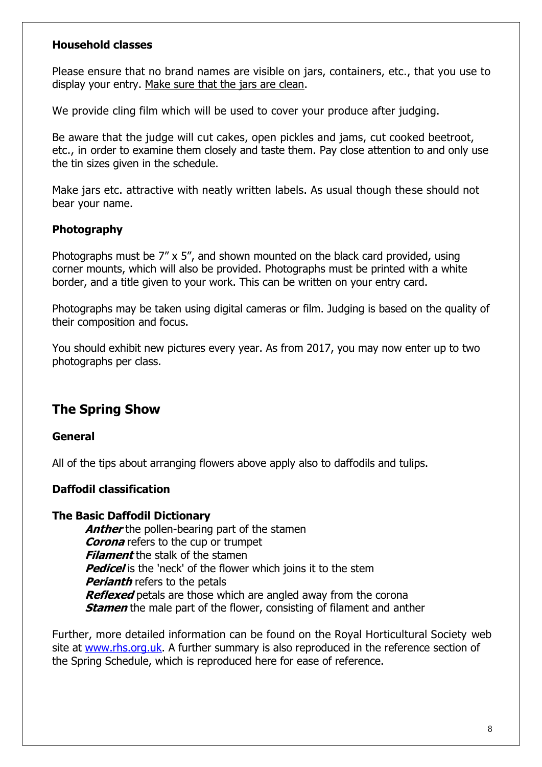### Household classes

Please ensure that no brand names are visible on jars, containers, etc., that you use to display your entry. <u>Make sure that the jars are clean</u>.

We provide cling film which will be used to cover your produce after judging.

Be aware that the judge will cut cakes, open pickles and jams, cut cooked beetroot, etc., in order to examine them closely and taste them. Pay close attention to and only use the tin sizes given in the schedule.

Make jars etc. attractive with neatly written labels. As usual though these should not bear your name.

### Photography

Photographs must be 7" x 5", and shown mounted on the black card provided, using corner mounts, which will also be provided. Photographs must be printed with a white border, and a title given to your work. This can be written on your entry card.

Photographs may be taken using digital cameras or film. Judging is based on the quality of their composition and focus.

You should exhibit new pictures every year. As from 2017, you may now enter up to two photographs per class.

## The Spring Show

### General

All of the tips about arranging flowers above apply also to daffodils and tulips.

### Daffodil classification

### The Basic Daffodil Dictionary

***Anther*** the pollen-bearing part of the stamen
***Corona*** refers to the cup or trumpet
***Filament*** the stalk of the stamen
***Pedicel*** is the 'neck' of the flower which joins it to the stem
***Perianth*** refers to the petals
***Reflexed*** petals are those which are angled away from the corona
***Stamen*** the male part of the flower, consisting of filament and anther

Further, more detailed information can be found on the Royal Horticultural Society web site at [www.rhs.org.uk](http://www.rhs.org.uk). A further summary is also reproduced in the reference section of the Spring Schedule, which is reproduced here for ease of reference.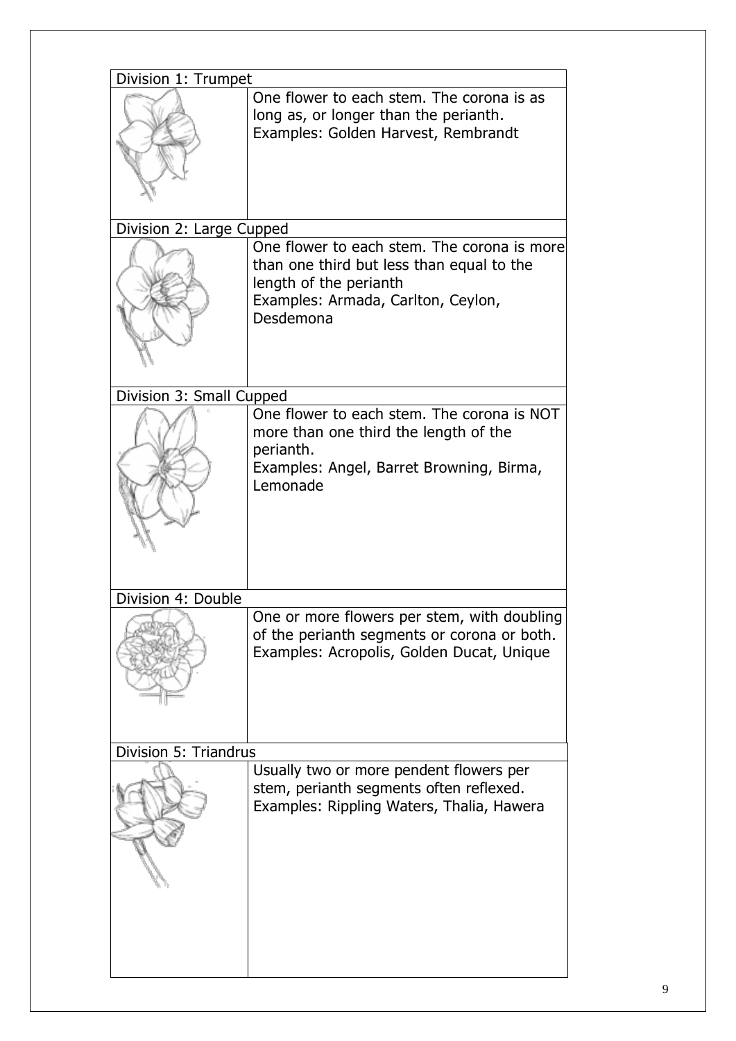| Division 1: Trumpet | |
|---|---|
| | One flower to each stem. The corona is as long as, or longer than the perianth. Examples: Golden Harvest, Rembrandt |
| **Division 2: Large Cupped** | |
| | One flower to each stem. The corona is more than one third but less than equal to the length of the perianth Examples: Armada, Carlton, Ceylon, Desdemona |
| **Division 3: Small Cupped** | |
| | One flower to each stem. The corona is NOT more than one third the length of the perianth. Examples: Angel, Barret Browning, Birma, Lemonade |
| **Division 4: Double** | |
| | One or more flowers per stem, with doubling of the perianth segments or corona or both. Examples: Acropolis, Golden Ducat, Unique |
| **Division 5: Triandrus** | |
| | Usually two or more pendent flowers per stem, perianth segments often reflexed. Examples: Rippling Waters, Thalia, Hawera |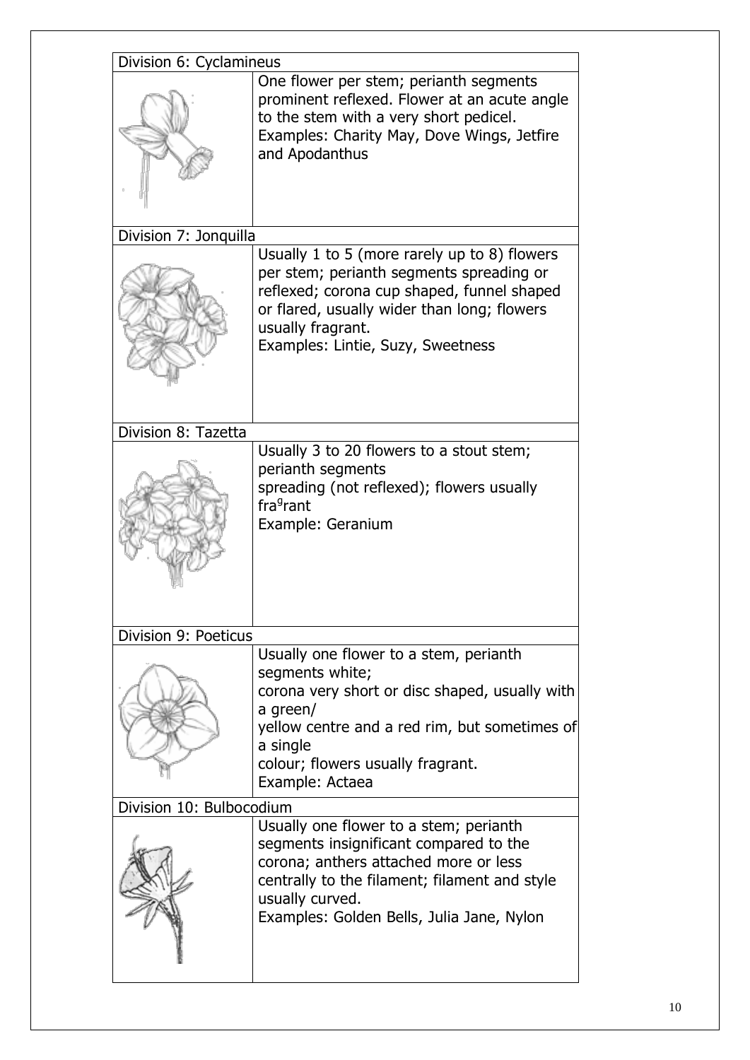| Division 6: Cyclamineus | |
|---|---|
| | One flower per stem; perianth segments prominent reflexed. Flower at an acute angle to the stem with a very short pedicel. Examples: Charity May, Dove Wings, Jetfire and Apodanthus |
| **Division 7: Jonquilla** | |
| | Usually 1 to 5 (more rarely up to 8) flowers per stem; perianth segments spreading or reflexed; corona cup shaped, funnel shaped or flared, usually wider than long; flowers usually fragrant. Examples: Lintie, Suzy, Sweetness |
| **Division 8: Tazetta** | |
| | Usually 3 to 20 flowers to a stout stem; perianth segments spreading (not reflexed); flowers usually fra[g]rant Example: Geranium |
| **Division 9: Poeticus** | |
| | Usually one flower to a stem, perianth segments white; corona very short or disc shaped, usually with a green/ yellow centre and a red rim, but sometimes of a single colour; flowers usually fragrant. Example: Actaea |
| **Division 10: Bulbocodium** | |
| | Usually one flower to a stem; perianth segments insignificant compared to the corona; anthers attached more or less centrally to the filament; filament and style usually curved. Examples: Golden Bells, Julia Jane, Nylon |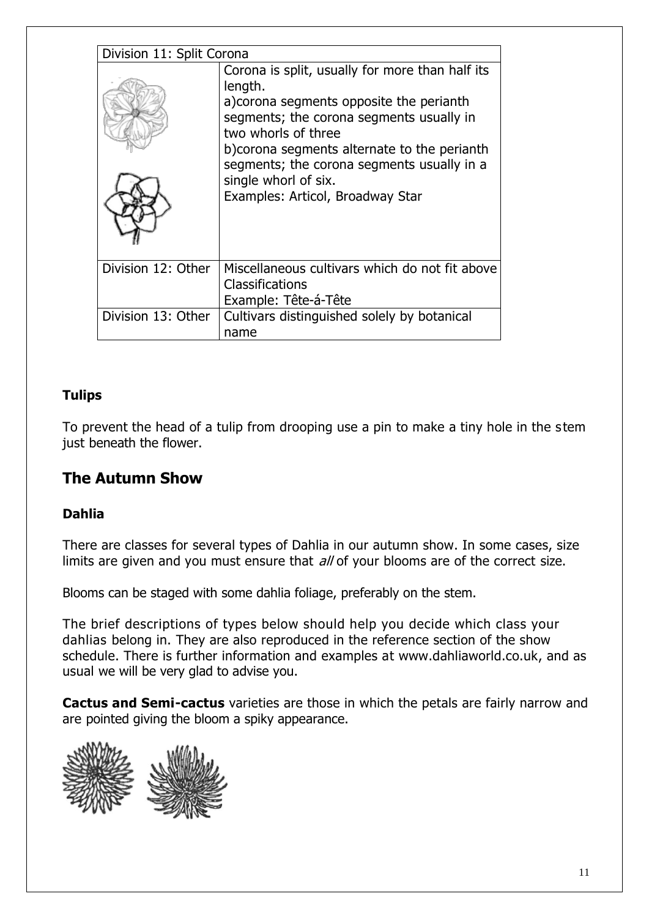| Division 11: Split Corona | |
|---|---|
| | Corona is split, usually for more than half its length.<br>a)corona segments opposite the perianth segments; the corona segments usually in two whorls of three<br>b)corona segments alternate to the perianth segments; the corona segments usually in a single whorl of six.<br>Examples: Articol, Broadway Star |
| Division 12: Other | Miscellaneous cultivars which do not fit above Classifications<br>Example: Tête-á-Tête |
| Division 13: Other | Cultivars distinguished solely by botanical name |

**Tulips**

To prevent the head of a tulip from drooping use a pin to make a tiny hole in the stem just beneath the flower.

## The Autumn Show

**Dahlia**

There are classes for several types of Dahlia in our autumn show. In some cases, size limits are given and you must ensure that *all* of your blooms are of the correct size.

Blooms can be staged with some dahlia foliage, preferably on the stem.

The brief descriptions of types below should help you decide which class your dahlias belong in. They are also reproduced in the reference section of the show schedule. There is further information and examples at www.dahliaworld.co.uk, and as usual we will be very glad to advise you.

**Cactus and Semi-cactus** varieties are those in which the petals are fairly narrow and are pointed giving the bloom a spiky appearance.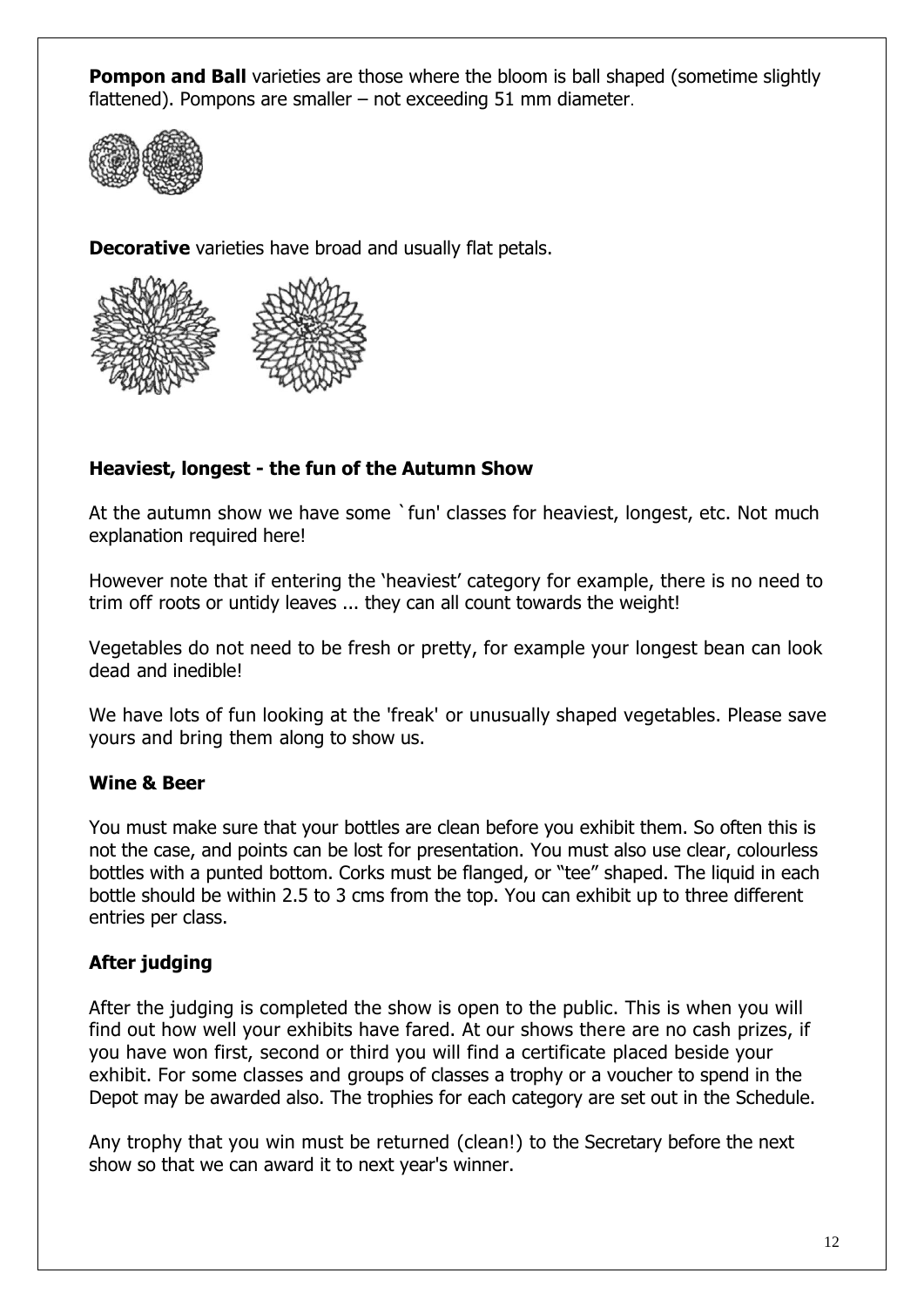**Pompon and Ball** varieties are those where the bloom is ball shaped (sometime slightly flattened). Pompons are smaller – not exceeding 51 mm diameter.

**Decorative** varieties have broad and usually flat petals.

### **Heaviest, longest - the fun of the Autumn Show**

At the autumn show we have some `fun' classes for heaviest, longest, etc. Not much explanation required here!

However note that if entering the 'heaviest' category for example, there is no need to trim off roots or untidy leaves ... they can all count towards the weight!

Vegetables do not need to be fresh or pretty, for example your longest bean can look dead and inedible!

We have lots of fun looking at the 'freak' or unusually shaped vegetables. Please save yours and bring them along to show us.

### **Wine & Beer**

You must make sure that your bottles are clean before you exhibit them. So often this is not the case, and points can be lost for presentation. You must also use clear, colourless bottles with a punted bottom. Corks must be flanged, or "tee" shaped. The liquid in each bottle should be within 2.5 to 3 cms from the top. You can exhibit up to three different entries per class.

### **After judging**

After the judging is completed the show is open to the public. This is when you will find out how well your exhibits have fared. At our shows there are no cash prizes, if you have won first, second or third you will find a certificate placed beside your exhibit. For some classes and groups of classes a trophy or a voucher to spend in the Depot may be awarded also. The trophies for each category are set out in the Schedule.

Any trophy that you win must be returned (clean!) to the Secretary before the next show so that we can award it to next year's winner.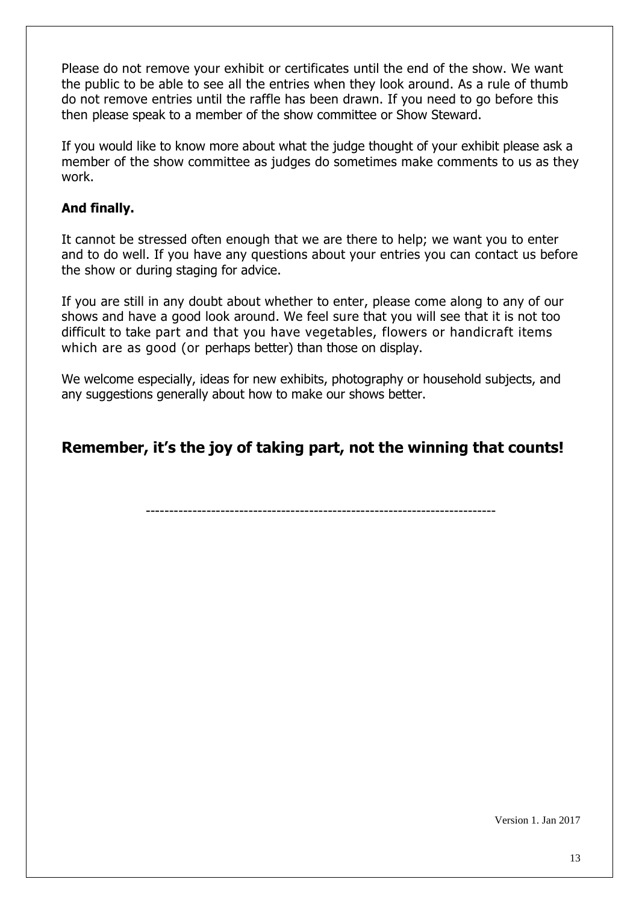Please do not remove your exhibit or certificates until the end of the show. We want the public to be able to see all the entries when they look around. As a rule of thumb do not remove entries until the raffle has been drawn. If you need to go before this then please speak to a member of the show committee or Show Steward.

If you would like to know more about what the judge thought of your exhibit please ask a member of the show committee as judges do sometimes make comments to us as they work.

**And finally.**

It cannot be stressed often enough that we are there to help; we want you to enter and to do well. If you have any questions about your entries you can contact us before the show or during staging for advice.

If you are still in any doubt about whether to enter, please come along to any of our shows and have a good look around. We feel sure that you will see that it is not too difficult to take part and that you have vegetables, flowers or handicraft items which are as good (or perhaps better) than those on display.

We welcome especially, ideas for new exhibits, photography or household subjects, and any suggestions generally about how to make our shows better.

## Remember, it's the joy of taking part, not the winning that counts!

---

Version 1. Jan 2017